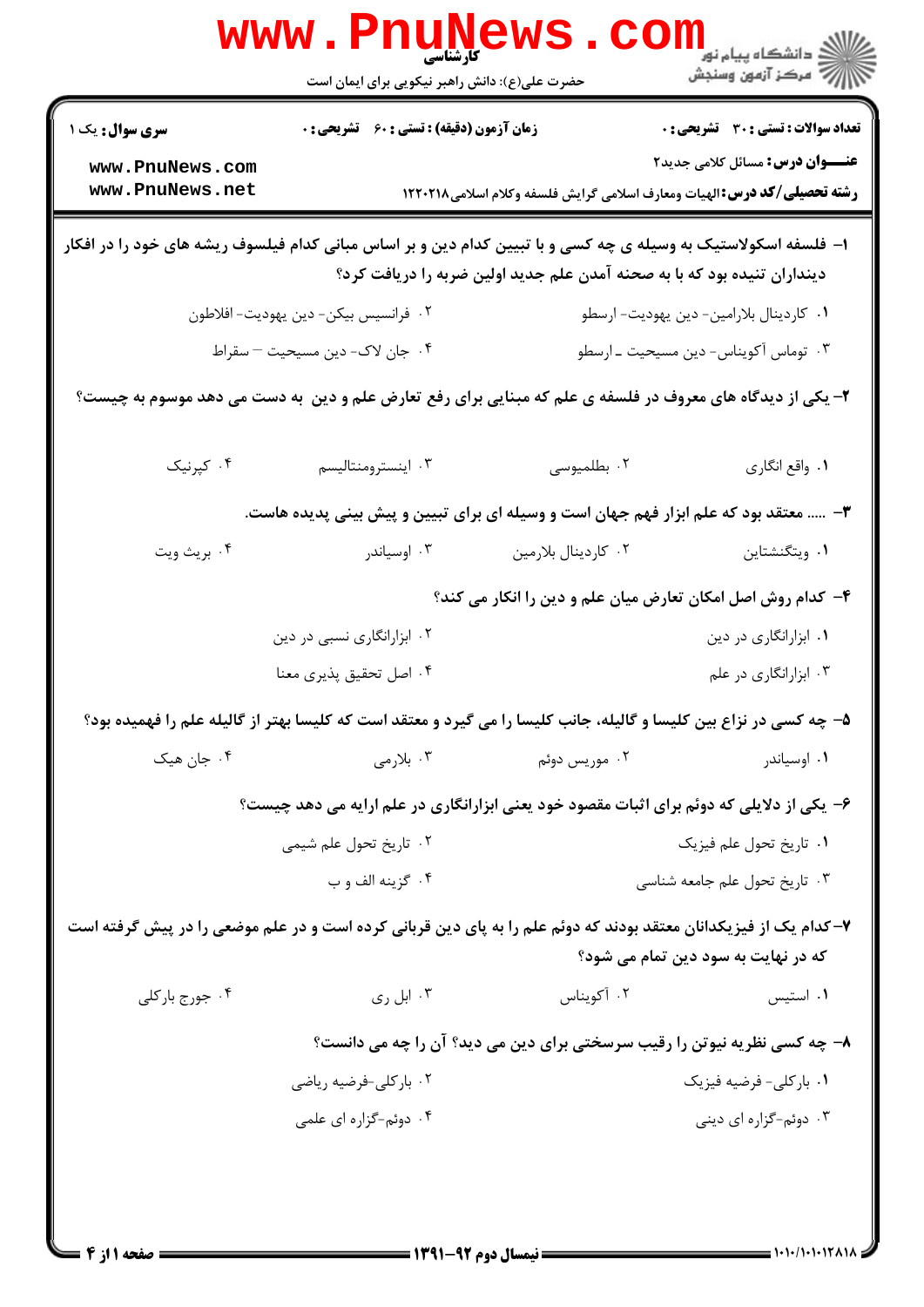کارشناسی

حضرت علی(ع): دانش راهبر نیکویی برای ایمان است

**سری سوال:** یک ۱

**زمان آزمون (دقیقه) : تستی :** ۶۰ **تشریحی :** ۰

**تعداد سوالات : تستی :** ۳۰ **تشریحی :** ۰

**عنـــوان درس:** مسائل کلامی جدید۲

**رشته تحصیلی/کد درس:** الهیات ومعارف اسلامی گرایش فلسفه وکلام اسلامی۱۲۲۰۲۱۸

۱- فلسفه اسکولاستیک به وسیله ی چه کسی و با تبیین کدام دین و بر اساس مبانی کدام فیلسوف ریشه های خود را در افکار دینداران تنیده بود که با به صحنه آمدن علم جدید اولین ضربه را دریافت کرد؟

۱. کاردینال بلارامین- دین یهودیت- ارسطو

۲. فرانسیس بیکن- دین یهودیت- افلاطون

۳. توماس آکویناس- دین مسیحیت ـ ارسطو

۴. جان لاک- دین مسیحیت – سقراط

۲- یکی از دیدگاه های معروف در فلسفه ی علم که مبنایی برای رفع تعارض علم و دین به دست می دهد موسوم به چیست؟

۱. واقع انگاری

۲. بطلمیوسی

۳. اینسترومنتالیسم

۴. کپرنیک

۳- ..... معتقد بود که علم ابزار فهم جهان است و وسیله ای برای تبیین و پیش بینی پدیده هاست.

۱. ویتگنشتاین

۲. کاردینال بلارمین

۳. اوسیاندر

۴. بریث ویت

۴- کدام روش اصل امکان تعارض میان علم و دین را انکار می کند؟

۱. ابزارانگاری در دین

۲. ابزارانگاری نسبی در دین

۳. ابزارانگاری در علم

۴. اصل تحقیق پذیری معنا

۵- چه کسی در نزاع بین کلیسا و گالیله، جانب کلیسا را می گیرد و معتقد است که کلیسا بهتر از گالیله علم را فهمیده بود؟

۱. اوسیاندر

۲. موریس دوئم

۳. بلارمی

۴. جان هیک

۶- یکی از دلایلی که دوئم برای اثبات مقصود خود یعنی ابزارانگاری در علم ارایه می دهد چیست؟

۱. تاریخ تحول علم فیزیک

۲. تاریخ تحول علم شیمی

۳. تاریخ تحول علم جامعه شناسی

۴. گزینه الف و ب

۷-کدام یک از فیزیکدانان معتقد بودند که دوئم علم را به پای دین قربانی کرده است و در علم موضعی را در پیش گرفته است که در نهایت به سود دین تمام می شود؟

۱. استیس

۲. آکویناس

۳. ابل ری

۴. جورج بارکلی

۸- چه کسی نظریه نیوتن را رقیب سرسختی برای دین می دید؟ آن را چه می دانست؟

۱. بارکلی- فرضیه فیزیک

۲. بارکلی-فرضیه ریاضی

۳. دوئم-گزاره ای دینی

۴. دوئم-گزاره ای علمی

نیمسال دوم ۹۲-۱۳۹۱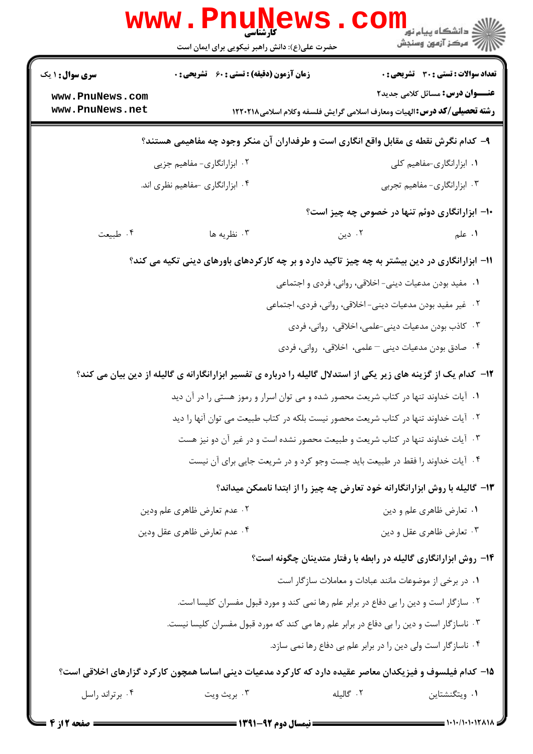۹- کدام نگرش نقطه ی مقابل واقع انگاری است و طرفداران آن منکر وجود چه مفاهیمی هستند؟

۱. ابزارانگاری-مفاهیم کلی

۲. ابزارانگاری- مفاهیم جزیی

۳. ابزارانگاری- مفاهیم تجربی

۴. ابزارانگاری -مفاهیم نظری اند.

۱۰- ابزارانگاری دوئم تنها در خصوص چه چیز است؟

۱. علم

۲. دین

۳. نظریه ها

۴. طبیعت

۱۱- ابزارانگاری در دین بیشتر به چه چیز تاکید دارد و بر چه کارکردهای باورهای دینی تکیه می کند؟

۱. مفید بودن مدعیات دینی- اخلاقی، روانی، فردی و اجتماعی

۲. غیر مفید بودن مدعیات دینی- اخلاقی، روانی، فردی، اجتماعی

۳. کاذب بودن مدعیات دینی-علمی، اخلاقی، روانی، فردی

۴. صادق بودن مدعیات دینی – علمی، اخلاقی، روانی، فردی

۱۲- کدام یک از گزینه های زیر یکی از استدلال گالیله را درباره ی تفسیر ابزارانگارانه ی گالیله از دین بیان می کند؟

۱. آیات خداوند تنها در کتاب شریعت محصور شده و می توان اسرار و رموز هستی را در آن دید

۲. آیات خداوند تنها در کتاب شریعت محصور نیست بلکه در کتاب طبیعت می توان آنها را دید

۳. آیات خداوند تنها در کتاب شریعت و طبیعت محصور نشده است و در غیر آن دو نیز هست

۴. آیات خداوند را فقط در طبیعت باید جست وجو کرد و در شریعت جایی برای آن نیست

۱۳- گالیله با روش ابزارانگارانه خود تعارض چه چیز را از ابتدا ناممکن میداند؟

۱. تعارض ظاهری علم و دین

۲. عدم تعارض ظاهری علم ودین

۳. تعارض ظاهری عقل و دین

۴. عدم تعارض ظاهری عقل ودین

۱۴- روش ابزارانگاری گالیله در رابطه با رفتار متدینان چگونه است؟

۱. در برخی از موضوعات مانند عبادات و معاملات سازگار است

۲. سازگار است و دین را بی دفاع در برابر علم رها نمی کند و مورد قبول مفسران کلیسا است.

۳. ناسازگار است و دین را بی دفاع در برابر علم رها می کند که مورد قبول مفسران کلیسا نیست.

۴. ناسازگار است ولی دین را در برابر علم بی دفاع رها نمی سازد.

۱۵- کدام فیلسوف و فیزیکدان معاصر عقیده دارد که کارکرد مدعیات دینی اساسا همچون کارکرد گزارهای اخلاقی است؟

۱. ویتگنشتاین

۲. گالیله

۳. بریث ویت

۴. برتراند راسل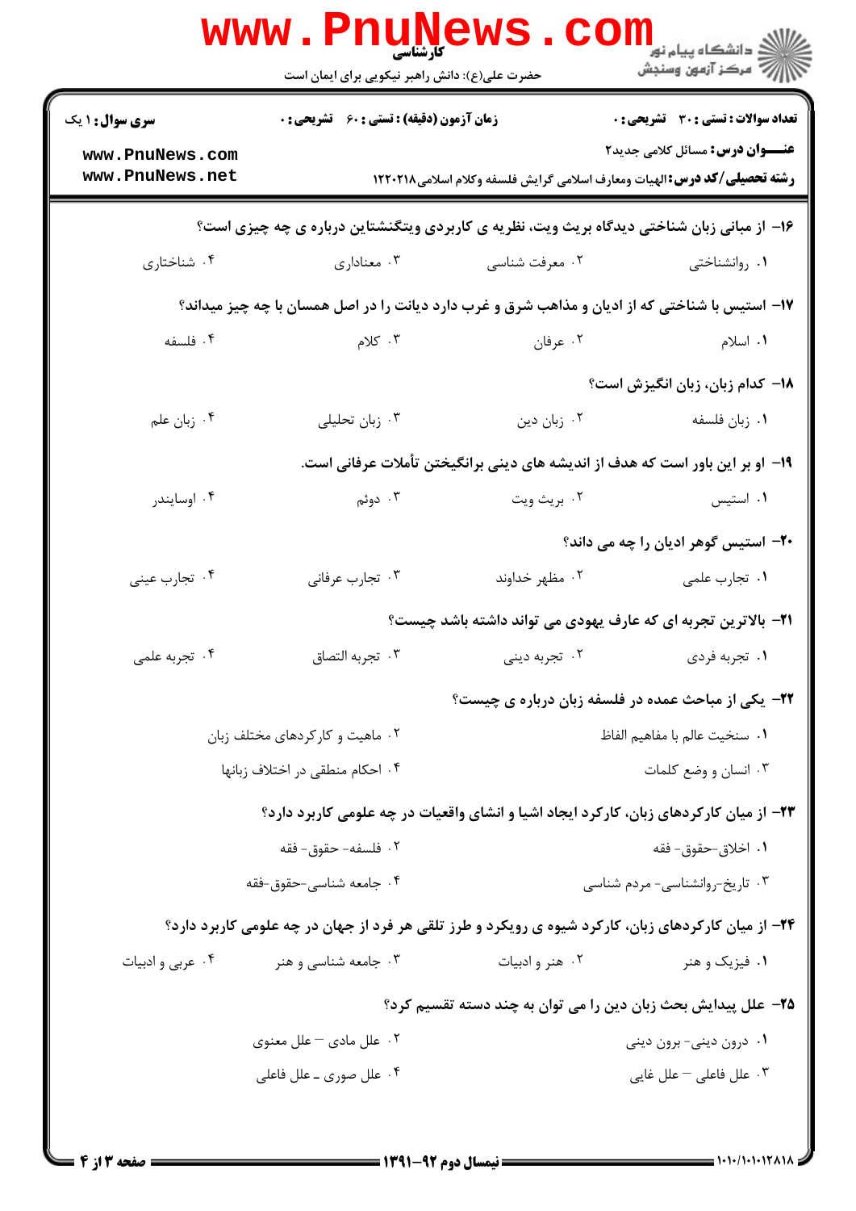**سری سوال:** ۱ یک | **زمان آزمون (دقیقه) : تستی :** ۶۰ **تشریحی :** ۰ | **تعداد سوالات : تستی :** ۳۰ **تشریحی :** ۰

**عنـــوان درس:** مسائل کلامی جدید۲

**رشته تحصیلی/کد درس:** الهیات ومعارف اسلامی گرایش فلسفه وکلام اسلامی۱۲۲۰۲۱۸

---

**۱۶- از مبانی زبان شناختی دیدگاه بریث ویت، نظریه ی کاربردی ویتگنشتاین درباره ی چه چیزی است؟**

۱. روانشناختی
۲. معرفت شناسی
۳. معناداری
۴. شناختاری

**۱۷- استیس با شناختی که از ادیان و مذاهب شرق و غرب دارد دیانت را در اصل همسان با چه چیز میداند؟**

۱. اسلام
۲. عرفان
۳. کلام
۴. فلسفه

**۱۸- کدام زبان، زبان انگیزش است؟**

۱. زبان فلسفه
۲. زبان دین
۳. زبان تحلیلی
۴. زبان علم

**۱۹- او بر این باور است که هدف از اندیشه های دینی برانگیختن تأملات عرفانی است.**

۱. استیس
۲. بریث ویت
۳. دوئم
۴. اوساندر

**۲۰- استیس گوهر ادیان را چه می داند؟**

۱. تجارب علمی
۲. مظهر خداوند
۳. تجارب عرفانی
۴. تجارب عینی

**۲۱- بالاترین تجربه ای که عارف یهودی می تواند داشته باشد چیست؟**

۱. تجربه فردی
۲. تجربه دینی
۳. تجربه التصاق
۴. تجربه علمی

**۲۲- یکی از مباحث عمده در فلسفه زبان درباره ی چیست؟**

۱. سنخیت عالم با مفاهیم الفاظ
۲. ماهیت و کارکردهای مختلف زبان
۳. انسان و وضع کلمات
۴. احکام منطقی در اختلاف زبانها

**۲۳- از میان کارکردهای زبان، کارکرد ایجاد اشیا و انشای واقعیات در چه علومی کاربرد دارد؟**

۱. اخلاق-حقوق- فقه
۲. فلسفه- حقوق- فقه
۳. تاریخ-روانشناسی- مردم شناسی
۴. جامعه شناسی-حقوق-فقه

**۲۴- از میان کارکردهای زبان، کارکرد شیوه ی رویکرد و طرز تلقی هر فرد از جهان در چه علومی کاربرد دارد؟**

۱. فیزیک و هنر
۲. هنر و ادبیات
۳. جامعه شناسی و هنر
۴. عربی و ادبیات

**۲۵- علل پیدایش بحث زبان دین را می توان به چند دسته تقسیم کرد؟**

۱. درون دینی- برون دینی
۲. علل مادی – علل معنوی
۳. علل فاعلی – علل غایی
۴. علل صوری ـ علل فاعلی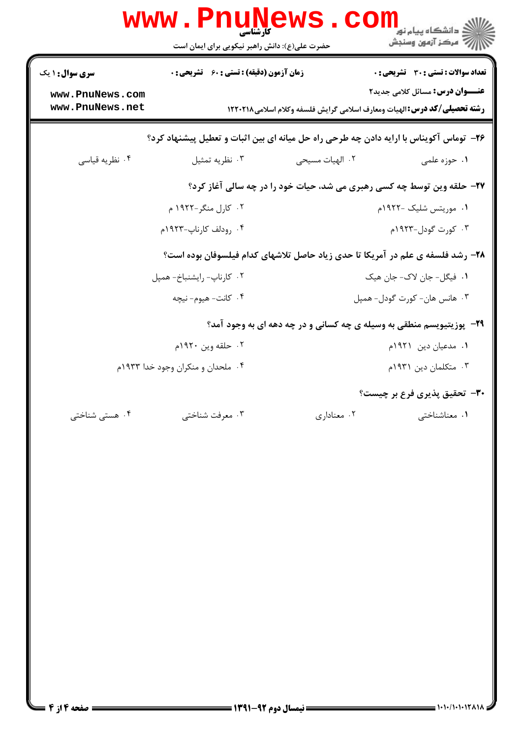**۲۶- توماس آکویناس با ارایه دادن چه طرحی راه حل میانه ای بین اثبات و تعطیل پیشنهاد کرد؟**

۱. حوزه علمی
۲. الهیات مسیحی
۳. نظریه تمثیل
۴. نظریه قیاسی

**۲۷- حلقه وین توسط چه کسی رهبری می شد، حیات خود را در چه سالی آغاز کرد؟**

۱. موریتس شلیک -۱۹۲۲م
۲. کارل منگر-۱۹۲۲ م
۳. کورت گودل-۱۹۲۳م
۴. رودلف کارناپ-۱۹۲۳م

**۲۸- رشد فلسفه ی علم در آمریکا تا حدی زیاد حاصل تلاشهای کدام فیلسوفان بوده است؟**

۱. فیگل- جان لاک- جان هیک
۲. کارناپ- رایشنباخ- همپل
۳. هانس هان- کورت گودل- همپل
۴. کانت- هیوم- نیچه

**۲۹- پوزیتیویسم منطقی به وسیله ی چه کسانی و در چه دهه ای به وجود آمد؟**

۱. مدعیان دین ۱۹۲۱م
۲. حلقه وین ۱۹۲۰م
۳. متکلمان دین ۱۹۳۱م
۴. ملحدان و منکران وجود خدا ۱۹۳۳م

**۳۰- تحقیق پذیری فرع بر چیست؟**

۱. معناشناختی
۲. معناداری
۳. معرفت شناختی
۴. هستی شناختی